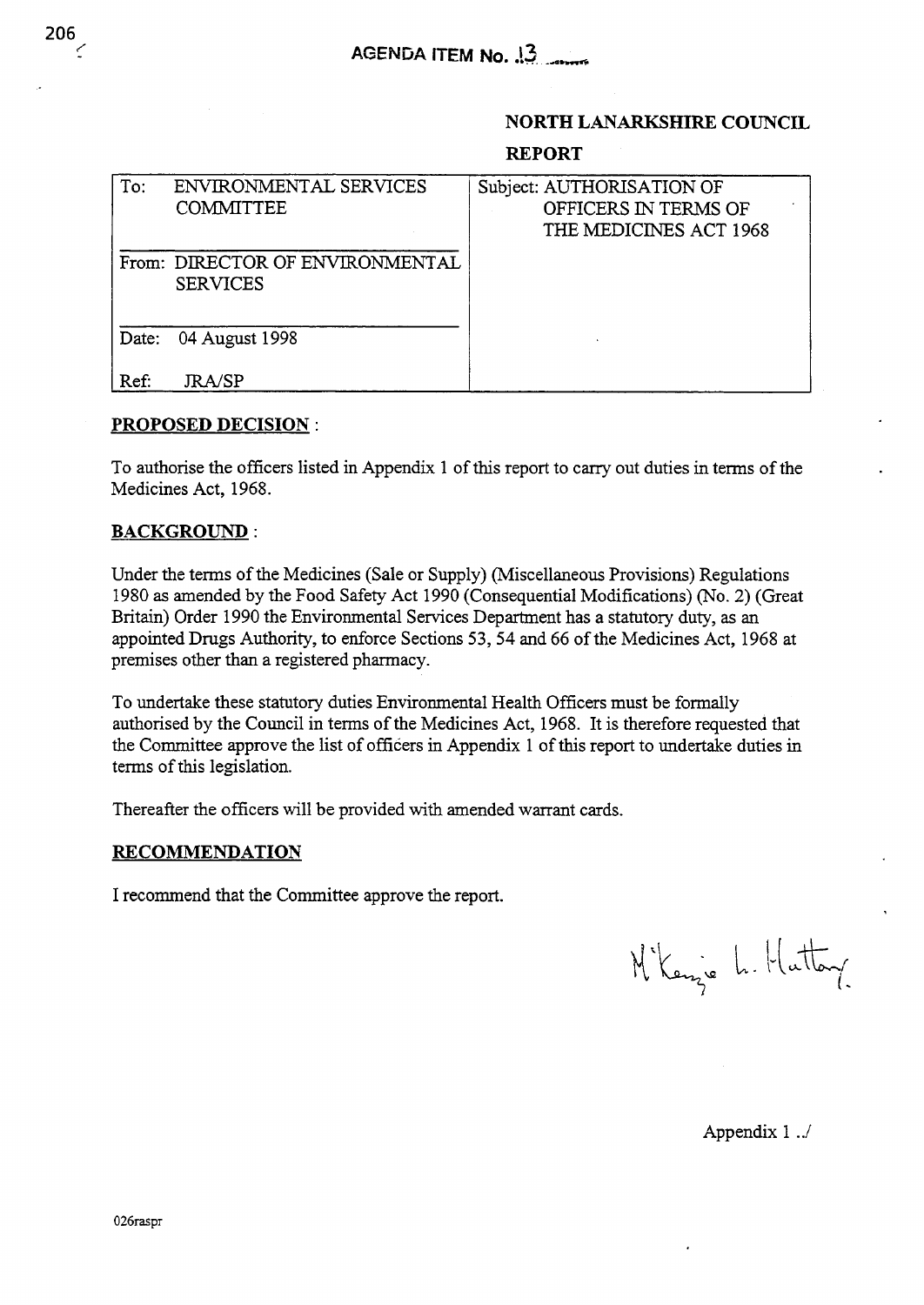**AGENDA ITEM No. 13**

**NORTH LANARKSHIRE COUNCIL**

**REPORT**

| To: ENVIRONMENTAL SERVICES COMMITTEE | Subject: AUTHORISATION OF OFFICERS IN TERMS OF THE MEDICINES ACT 1968 |
|---|---|
| From: DIRECTOR OF ENVIRONMENTAL SERVICES | |
| Date: 04 August 1998 | |
| Ref: JRA/SP | |

## PROPOSED DECISION :

To authorise the officers listed in Appendix 1 of this report to carry out duties in terms of the Medicines Act, 1968.

## BACKGROUND :

Under the terms of the Medicines (Sale or Supply) (Miscellaneous Provisions) Regulations 1980 as amended by the Food Safety Act 1990 (Consequential Modifications) (No. 2) (Great Britain) Order 1990 the Environmental Services Department has a statutory duty, as an appointed Drugs Authority, to enforce Sections 53, 54 and 66 of the Medicines Act, 1968 at premises other than a registered pharmacy.

To undertake these statutory duties Environmental Health Officers must be formally authorised by the Council in terms of the Medicines Act, 1968. It is therefore requested that the Committee approve the list of officers in Appendix 1 of this report to undertake duties in terms of this legislation.

Thereafter the officers will be provided with amended warrant cards.

## RECOMMENDATION

I recommend that the Committee approve the report.

M'Kenzie L. Hattory.

Appendix 1 ../

026raspr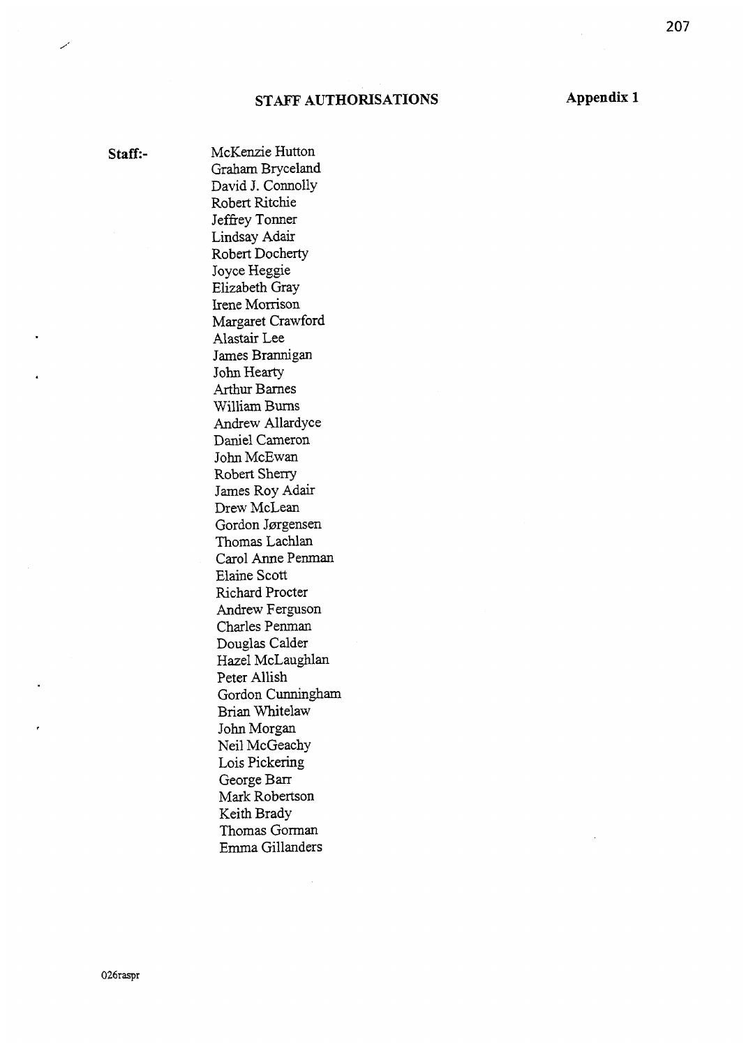# STAFF AUTHORISATIONS

**Appendix 1**

**Staff:-**

McKenzie Hutton
Graham Bryceland
David J. Connolly
Robert Ritchie
Jeffrey Tonner
Lindsay Adair
Robert Docherty
Joyce Heggie
Elizabeth Gray
Irene Morrison
Margaret Crawford
Alastair Lee
James Brannigan
John Hearty
Arthur Barnes
William Burns
Andrew Allardyce
Daniel Cameron
John McEwan
Robert Sherry
James Roy Adair
Drew McLean
Gordon Jørgensen
Thomas Lachlan
Carol Anne Penman
Elaine Scott
Richard Procter
Andrew Ferguson
Charles Penman
Douglas Calder
Hazel McLaughlan
Peter Allish
Gordon Cunningham
Brian Whitelaw
John Morgan
Neil McGeachy
Lois Pickering
George Barr
Mark Robertson
Keith Brady
Thomas Gorman
Emma Gillanders

026raspr